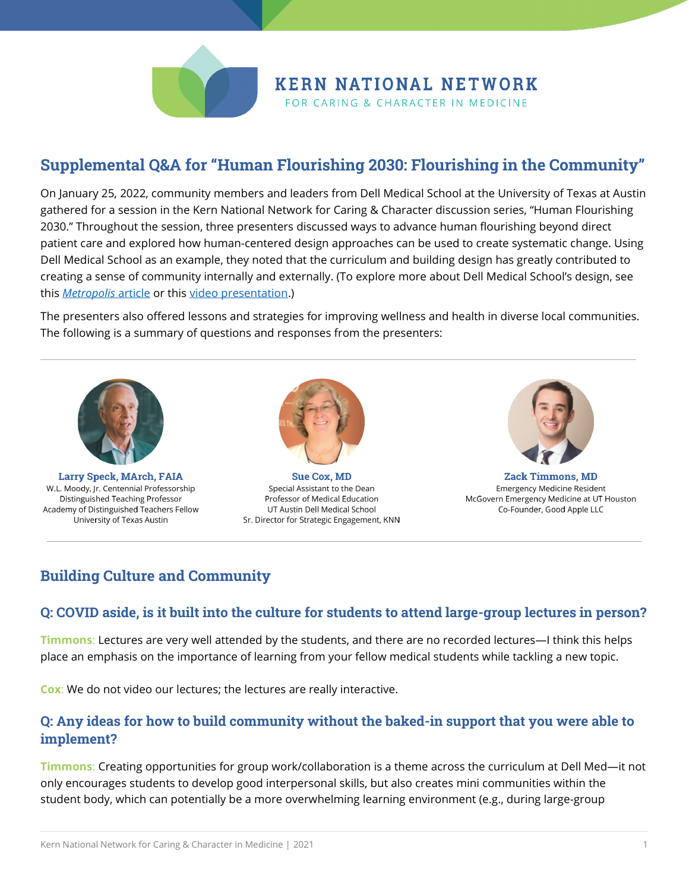KERN NATIONAL NETWORK
FOR CARING & CHARACTER IN MEDICINE

## Supplemental Q&A for "Human Flourishing 2030: Flourishing in the Community"

On January 25, 2022, community members and leaders from Dell Medical School at the University of Texas at Austin gathered for a session in the Kern National Network for Caring & Character discussion series, "Human Flourishing 2030." Throughout the session, three presenters discussed ways to advance human flourishing beyond direct patient care and explored how human-centered design approaches can be used to create systematic change. Using Dell Medical School as an example, they noted that the curriculum and building design has greatly contributed to creating a sense of community internally and externally. (To explore more about Dell Medical School's design, see this *Metropolis* article or this video presentation.)

The presenters also offered lessons and strategies for improving wellness and health in diverse local communities. The following is a summary of questions and responses from the presenters:

---

**Larry Speck, MArch, FAIA**
W.L. Moody, Jr. Centennial Professorship
Distinguished Teaching Professor
Academy of Distinguished Teachers Fellow
University of Texas Austin

**Sue Cox, MD**
Special Assistant to the Dean
Professor of Medical Education
UT Austin Dell Medical School
Sr. Director for Strategic Engagement, KNN

**Zack Timmons, MD**
Emergency Medicine Resident
McGovern Emergency Medicine at UT Houston
Co-Founder, Good Apple LLC

---

## Building Culture and Community

### Q: COVID aside, is it built into the culture for students to attend large-group lectures in person?

**Timmons**: Lectures are very well attended by the students, and there are no recorded lectures—I think this helps place an emphasis on the importance of learning from your fellow medical students while tackling a new topic.

**Cox**: We do not video our lectures; the lectures are really interactive.

### Q: Any ideas for how to build community without the baked-in support that you were able to implement?

**Timmons**: Creating opportunities for group work/collaboration is a theme across the curriculum at Dell Med—it not only encourages students to develop good interpersonal skills, but also creates mini communities within the student body, which can potentially be a more overwhelming learning environment (e.g., during large-group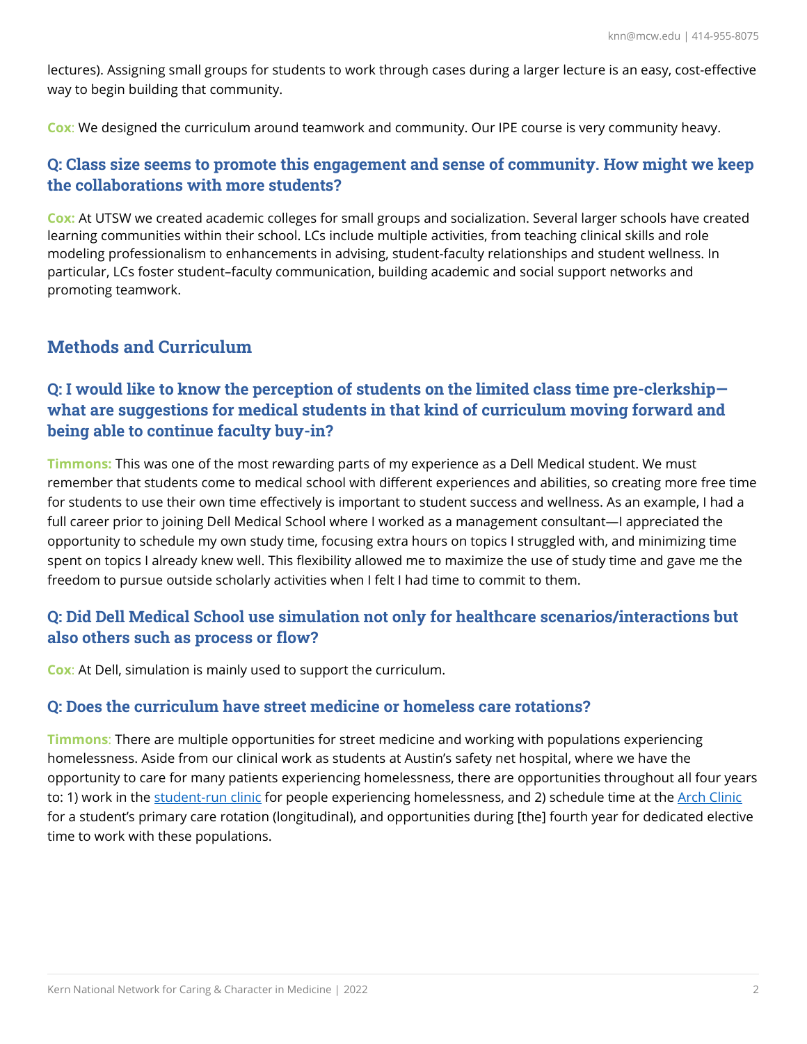lectures). Assigning small groups for students to work through cases during a larger lecture is an easy, cost-effective way to begin building that community.

**Cox**: We designed the curriculum around teamwork and community. Our IPE course is very community heavy.

### Q: Class size seems to promote this engagement and sense of community. How might we keep the collaborations with more students?

**Cox:** At UTSW we created academic colleges for small groups and socialization. Several larger schools have created learning communities within their school. LCs include multiple activities, from teaching clinical skills and role modeling professionalism to enhancements in advising, student-faculty relationships and student wellness. In particular, LCs foster student–faculty communication, building academic and social support networks and promoting teamwork.

## Methods and Curriculum

### Q: I would like to know the perception of students on the limited class time pre-clerkship—what are suggestions for medical students in that kind of curriculum moving forward and being able to continue faculty buy-in?

**Timmons:** This was one of the most rewarding parts of my experience as a Dell Medical student. We must remember that students come to medical school with different experiences and abilities, so creating more free time for students to use their own time effectively is important to student success and wellness. As an example, I had a full career prior to joining Dell Medical School where I worked as a management consultant—I appreciated the opportunity to schedule my own study time, focusing extra hours on topics I struggled with, and minimizing time spent on topics I already knew well. This flexibility allowed me to maximize the use of study time and gave me the freedom to pursue outside scholarly activities when I felt I had time to commit to them.

### Q: Did Dell Medical School use simulation not only for healthcare scenarios/interactions but also others such as process or flow?

**Cox**: At Dell, simulation is mainly used to support the curriculum.

### Q: Does the curriculum have street medicine or homeless care rotations?

**Timmons**: There are multiple opportunities for street medicine and working with populations experiencing homelessness. Aside from our clinical work as students at Austin's safety net hospital, where we have the opportunity to care for many patients experiencing homelessness, there are opportunities throughout all four years to: 1) work in the student-run clinic for people experiencing homelessness, and 2) schedule time at the Arch Clinic for a student's primary care rotation (longitudinal), and opportunities during [the] fourth year for dedicated elective time to work with these populations.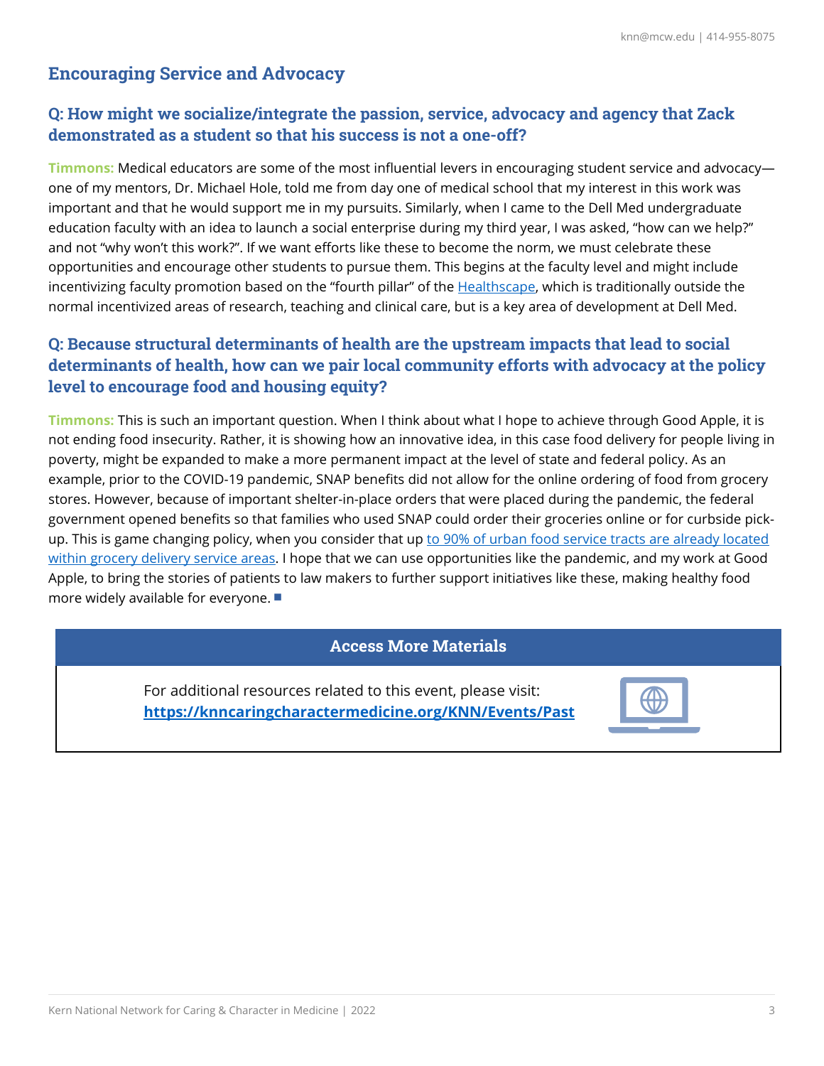## Encouraging Service and Advocacy

### Q: How might we socialize/integrate the passion, service, advocacy and agency that Zack demonstrated as a student so that his success is not a one-off?

**Timmons:** Medical educators are some of the most influential levers in encouraging student service and advocacy—one of my mentors, Dr. Michael Hole, told me from day one of medical school that my interest in this work was important and that he would support me in my pursuits. Similarly, when I came to the Dell Med undergraduate education faculty with an idea to launch a social enterprise during my third year, I was asked, "how can we help?" and not "why won't this work?". If we want efforts like these to become the norm, we must celebrate these opportunities and encourage other students to pursue them. This begins at the faculty level and might include incentivizing faculty promotion based on the "fourth pillar" of the Healthscape, which is traditionally outside the normal incentivized areas of research, teaching and clinical care, but is a key area of development at Dell Med.

### Q: Because structural determinants of health are the upstream impacts that lead to social determinants of health, how can we pair local community efforts with advocacy at the policy level to encourage food and housing equity?

**Timmons:** This is such an important question. When I think about what I hope to achieve through Good Apple, it is not ending food insecurity. Rather, it is showing how an innovative idea, in this case food delivery for people living in poverty, might be expanded to make a more permanent impact at the level of state and federal policy. As an example, prior to the COVID-19 pandemic, SNAP benefits did not allow for the online ordering of food from grocery stores. However, because of important shelter-in-place orders that were placed during the pandemic, the federal government opened benefits so that families who used SNAP could order their groceries online or for curbside pick-up. This is game changing policy, when you consider that up to 90% of urban food service tracts are already located within grocery delivery service areas. I hope that we can use opportunities like the pandemic, and my work at Good Apple, to bring the stories of patients to law makers to further support initiatives like these, making healthy food more widely available for everyone. ■

### Access More Materials

For additional resources related to this event, please visit:
**https://knncaringcharactermedicine.org/KNN/Events/Past**